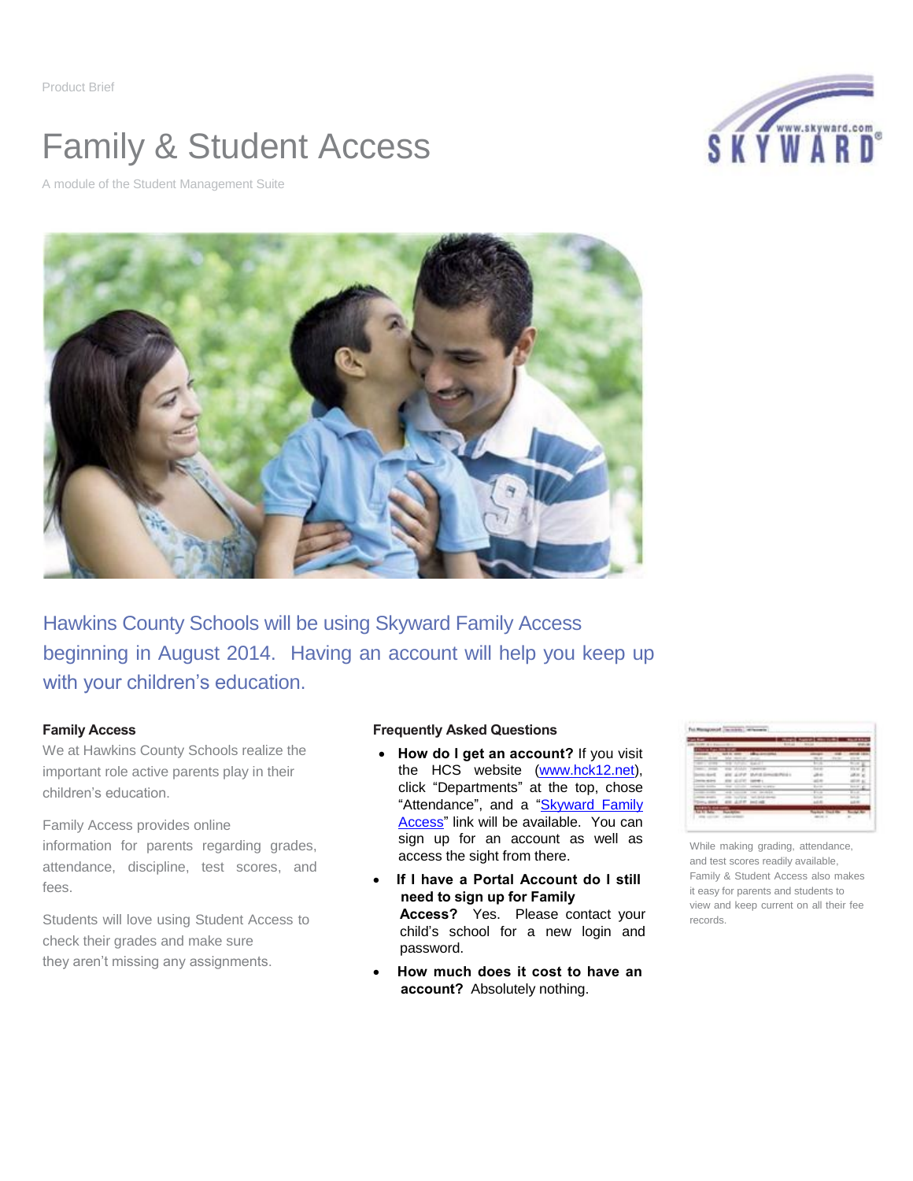Product Brief

# Family & Student Access

A module of the Student Management Suite

## Hawkins County Schools will be using Skyward Family Access beginning in August 2014. Having an account will help you keep up with your children's education.

### Family Access

We at Hawkins County Schools realize the important role active parents play in their children's education.

Family Access provides online information for parents regarding grades, attendance, discipline, test scores, and fees.

Students will love using Student Access to check their grades and make sure they aren't missing any assignments.

### Frequently Asked Questions

- **How do I get an account?** If you visit the HCS website (www.hck12.net), click "Departments" at the top, chose "Attendance", and a "Skyward Family Access" link will be available. You can sign up for an account as well as access the sight from there.
- **If I have a Portal Account do I still need to sign up for Family Access?** Yes. Please contact your child's school for a new login and password.
- **How much does it cost to have an account?** Absolutely nothing.

While making grading, attendance, and test scores readily available, Family & Student Access also makes it easy for parents and students to view and keep current on all their fee records.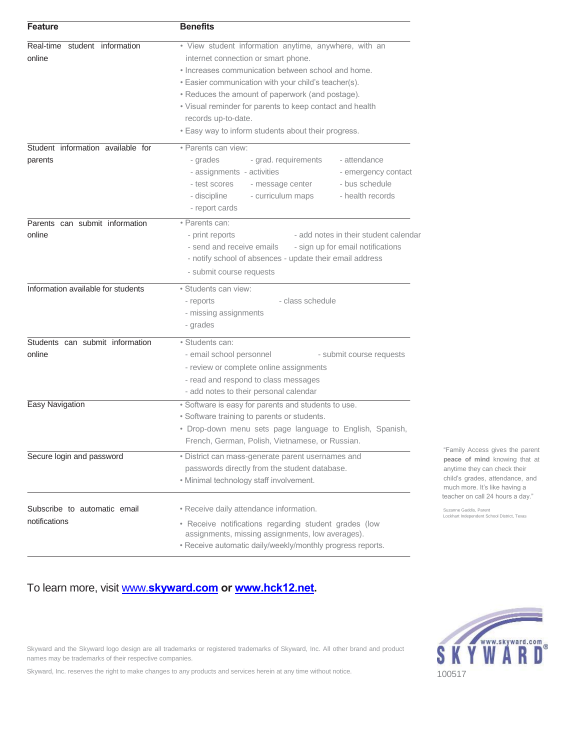| Feature | Benefits |
| --- | --- |
| Real-time student information online | • View student information anytime, anywhere, with an internet connection or smart phone.<br>• Increases communication between school and home.<br>• Easier communication with your child's teacher(s).<br>• Reduces the amount of paperwork (and postage).<br>• Visual reminder for parents to keep contact and health records up-to-date.<br>• Easy way to inform students about their progress. |
| Student information available for parents | • Parents can view:<br>- grades - grad. requirements - attendance<br>- assignments - activities - emergency contact<br>- test scores - message center - bus schedule<br>- discipline - curriculum maps - health records<br>- report cards |
| Parents can submit information online | • Parents can:<br>- print reports - add notes in their student calendar<br>- send and receive emails - sign up for email notifications<br>- notify school of absences - update their email address<br>- submit course requests |
| Information available for students | • Students can view:<br>- reports - class schedule<br>- missing assignments<br>- grades |
| Students can submit information online | • Students can:<br>- email school personnel - submit course requests<br>- review or complete online assignments<br>- read and respond to class messages<br>- add notes to their personal calendar |
| Easy Navigation | • Software is easy for parents and students to use.<br>• Software training to parents or students.<br>• Drop-down menu sets page language to English, Spanish, French, German, Polish, Vietnamese, or Russian. |
| Secure login and password | • District can mass-generate parent usernames and passwords directly from the student database.<br>• Minimal technology staff involvement. |
| Subscribe to automatic email notifications | • Receive daily attendance information.<br>• Receive notifications regarding student grades (low assignments, missing assignments, low averages).<br>• Receive automatic daily/weekly/monthly progress reports. |

"Family Access gives the parent **peace of mind** knowing that at anytime they can check their child's grades, attendance, and much more. It's like having a teacher on call 24 hours a day."

Suzanne Gaddis, Parent
Lockhart Independent School District, Texas

## To learn more, visit [www.**skyward.com**](http://www.skyward.com) **or [www.hck12.net](http://www.hck12.net).**

Skyward and the Skyward logo design are all trademarks or registered trademarks of Skyward, Inc. All other brand and product names may be trademarks of their respective companies.

Skyward, Inc. reserves the right to make changes to any products and services herein at any time without notice.

www.skyward.com SKYWARD®

100517